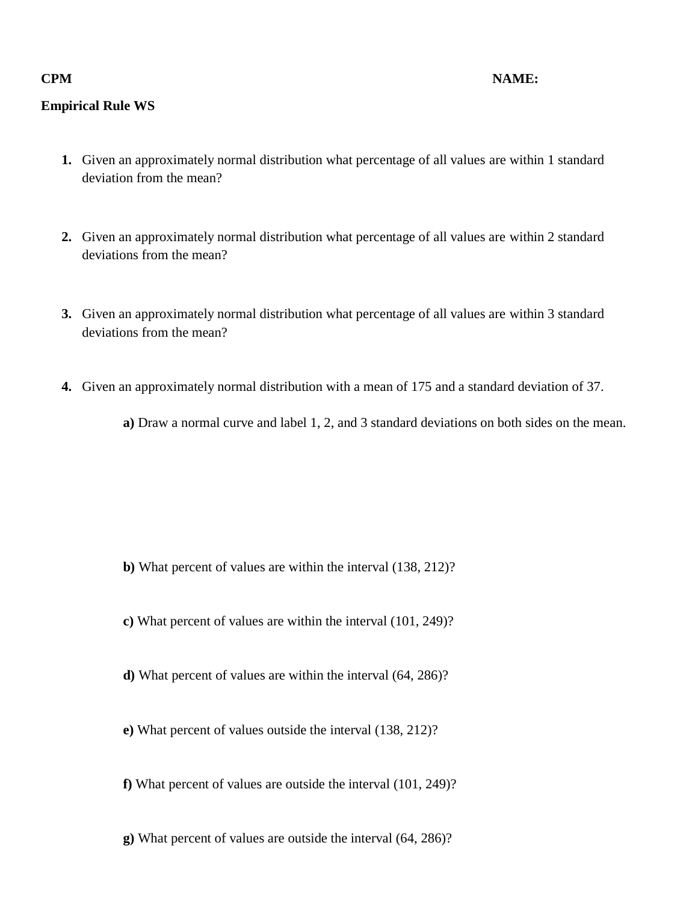**CPM** **NAME:**

**Empirical Rule WS**

1. Given an approximately normal distribution what percentage of all values are within 1 standard deviation from the mean?

2. Given an approximately normal distribution what percentage of all values are within 2 standard deviations from the mean?

3. Given an approximately normal distribution what percentage of all values are within 3 standard deviations from the mean?

4. Given an approximately normal distribution with a mean of 175 and a standard deviation of 37.

   **a)** Draw a normal curve and label 1, 2, and 3 standard deviations on both sides on the mean.

   **b)** What percent of values are within the interval (138, 212)?

   **c)** What percent of values are within the interval (101, 249)?

   **d)** What percent of values are within the interval (64, 286)?

   **e)** What percent of values outside the interval (138, 212)?

   **f)** What percent of values are outside the interval (101, 249)?

   **g)** What percent of values are outside the interval (64, 286)?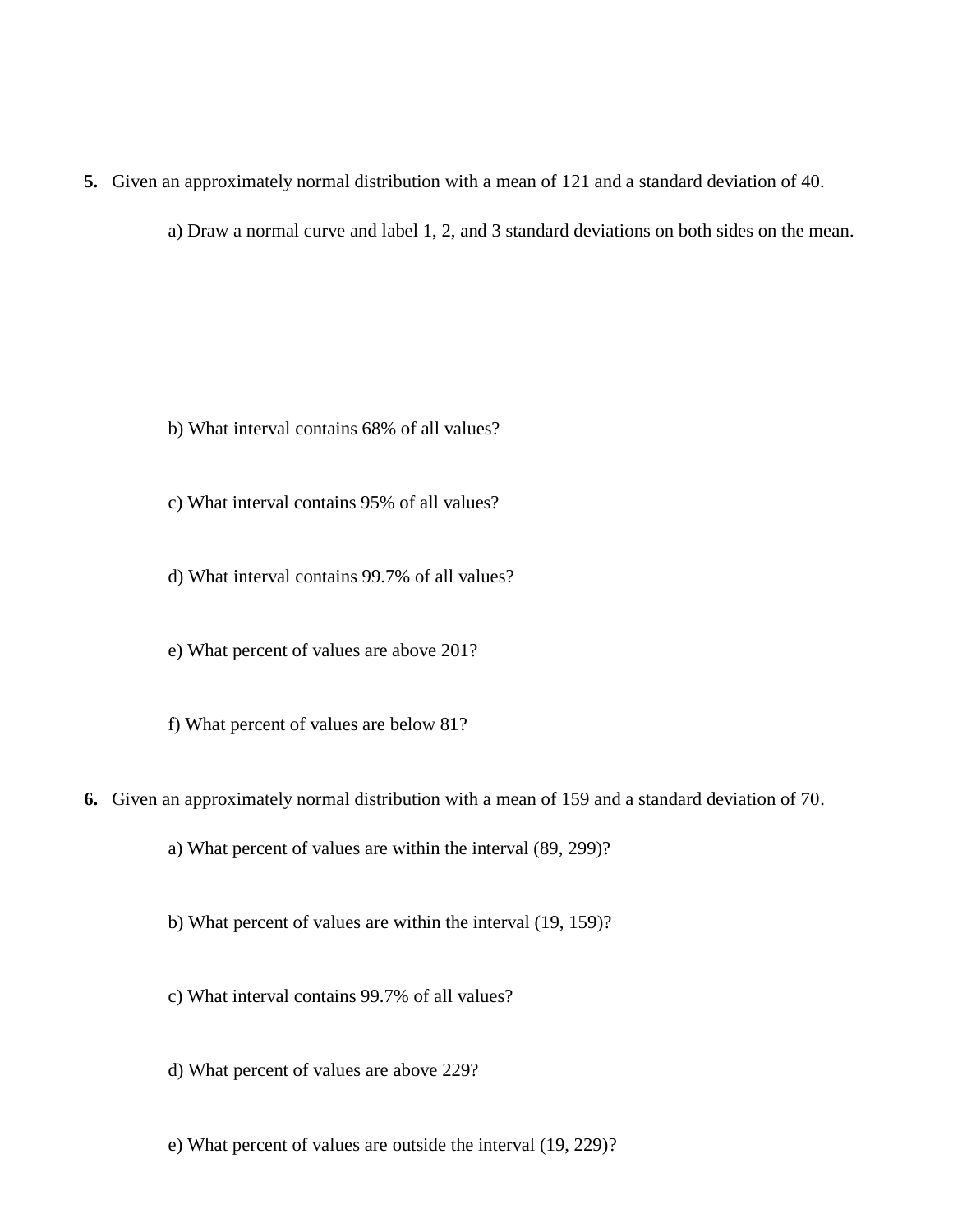**5.** Given an approximately normal distribution with a mean of 121 and a standard deviation of 40.

a) Draw a normal curve and label 1, 2, and 3 standard deviations on both sides on the mean.

b) What interval contains 68% of all values?

c) What interval contains 95% of all values?

d) What interval contains 99.7% of all values?

e) What percent of values are above 201?

f) What percent of values are below 81?

**6.** Given an approximately normal distribution with a mean of 159 and a standard deviation of 70.

a) What percent of values are within the interval (89, 299)?

b) What percent of values are within the interval (19, 159)?

c) What interval contains 99.7% of all values?

d) What percent of values are above 229?

e) What percent of values are outside the interval (19, 229)?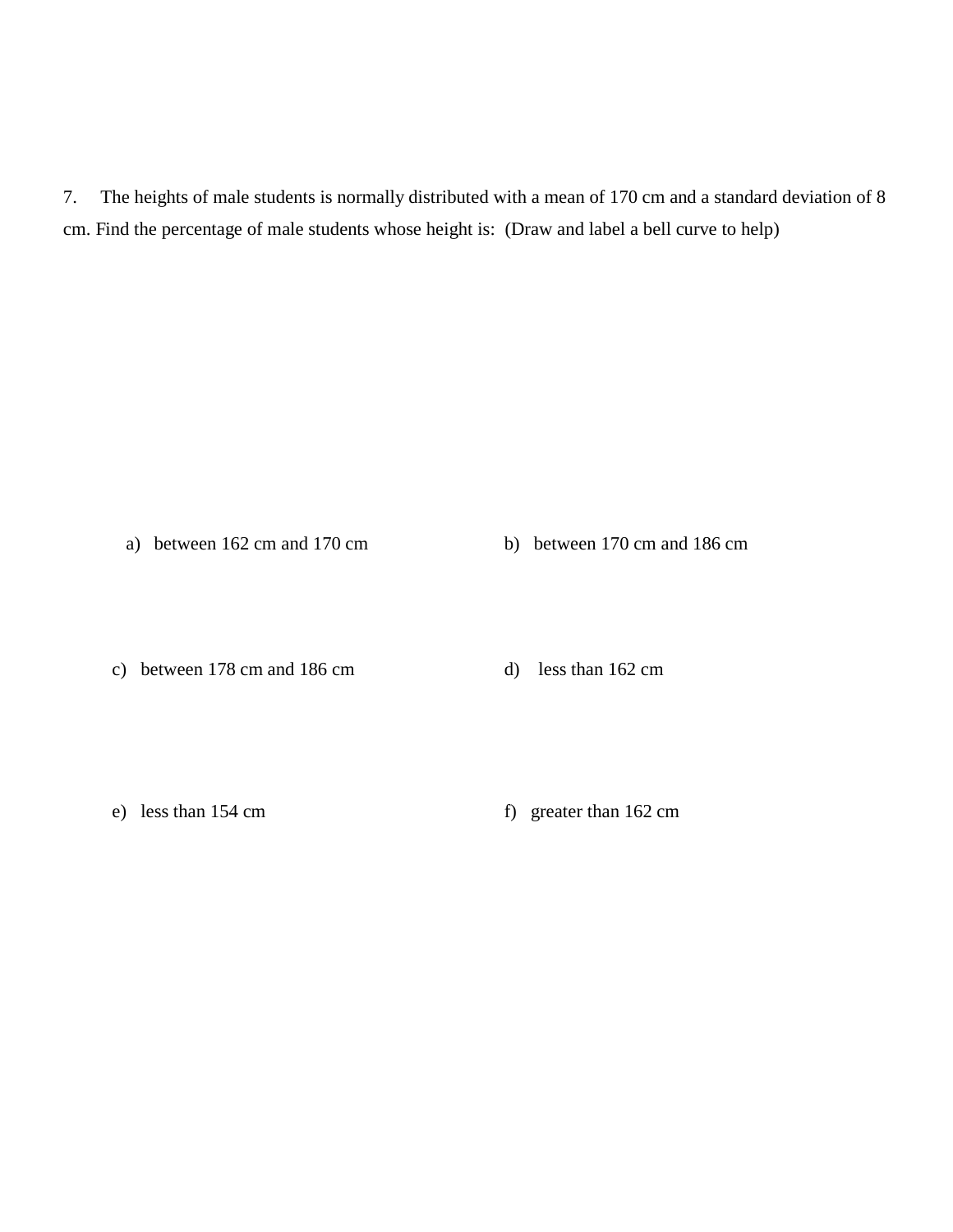7. The heights of male students is normally distributed with a mean of 170 cm and a standard deviation of 8 cm. Find the percentage of male students whose height is: (Draw and label a bell curve to help)

a) between 162 cm and 170 cm

b) between 170 cm and 186 cm

c) between 178 cm and 186 cm

d) less than 162 cm

e) less than 154 cm

f) greater than 162 cm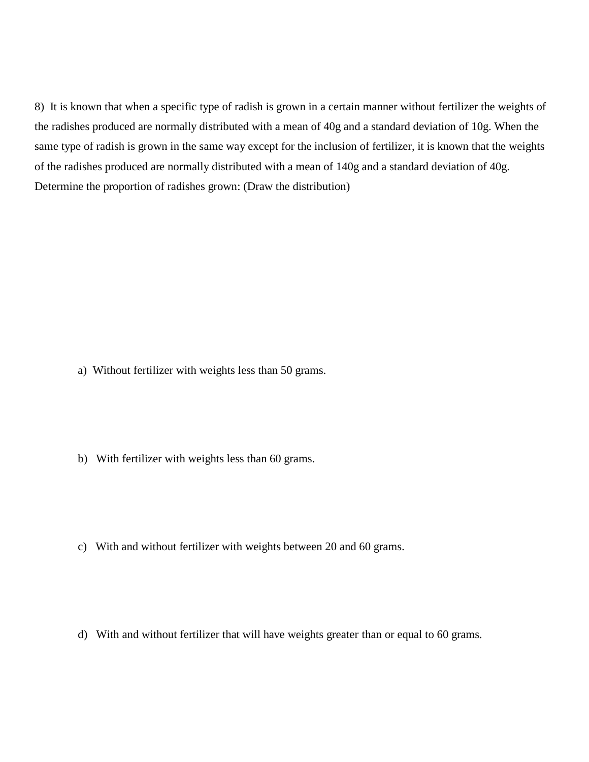8) It is known that when a specific type of radish is grown in a certain manner without fertilizer the weights of the radishes produced are normally distributed with a mean of 40g and a standard deviation of 10g. When the same type of radish is grown in the same way except for the inclusion of fertilizer, it is known that the weights of the radishes produced are normally distributed with a mean of 140g and a standard deviation of 40g. Determine the proportion of radishes grown: (Draw the distribution)

a) Without fertilizer with weights less than 50 grams.

b) With fertilizer with weights less than 60 grams.

c) With and without fertilizer with weights between 20 and 60 grams.

d) With and without fertilizer that will have weights greater than or equal to 60 grams.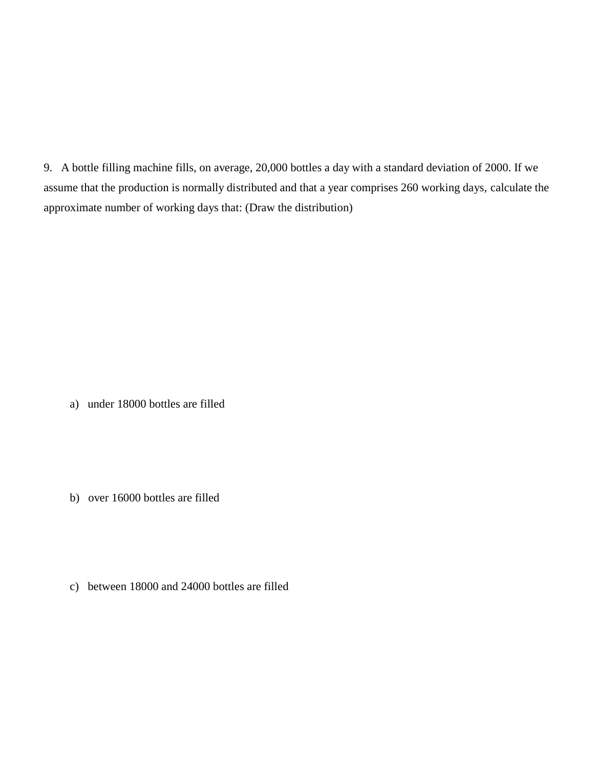9. A bottle filling machine fills, on average, 20,000 bottles a day with a standard deviation of 2000. If we assume that the production is normally distributed and that a year comprises 260 working days, calculate the approximate number of working days that: (Draw the distribution)

a) under 18000 bottles are filled

b) over 16000 bottles are filled

c) between 18000 and 24000 bottles are filled